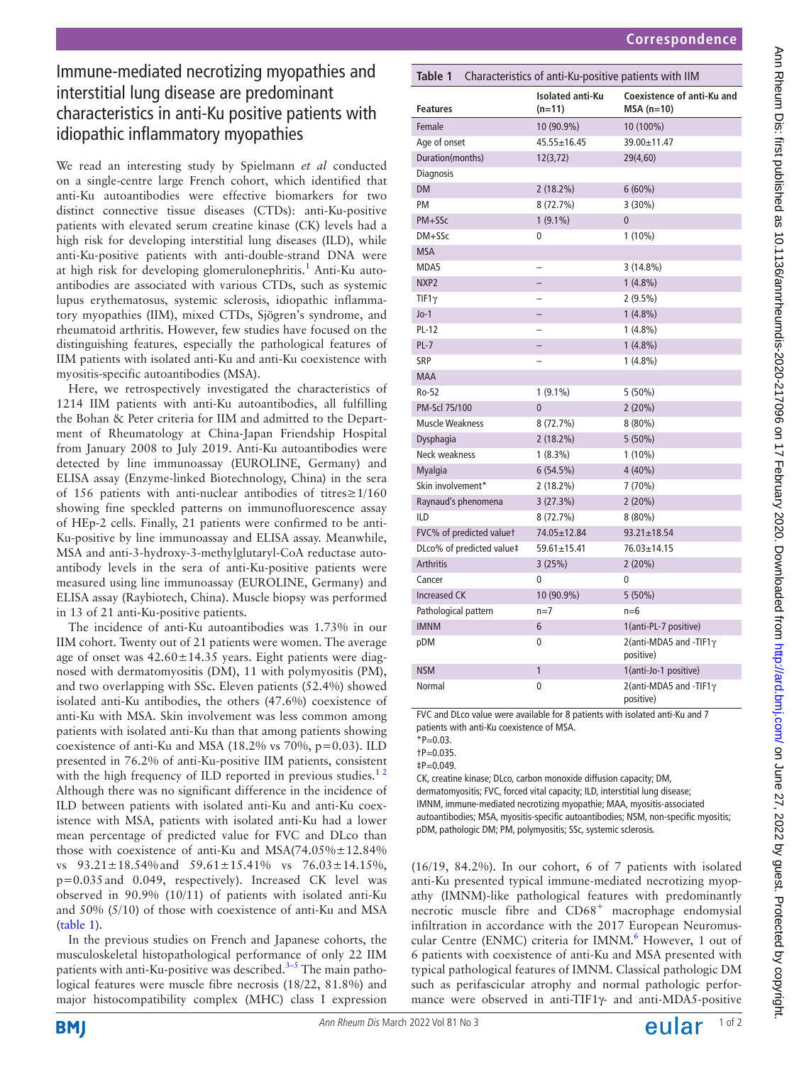# Immune-mediated necrotizing myopathies and interstitial lung disease are predominant characteristics in anti-Ku positive patients with idiopathic inflammatory myopathies

We read an interesting study by Spielmann *et al* conducted on a single-centre large French cohort, which identified that anti-Ku autoantibodies were effective biomarkers for two distinct connective tissue diseases (CTDs): anti-Ku-positive patients with elevated serum creatine kinase (CK) levels had a high risk for developing interstitial lung diseases (ILD), while anti-Ku-positive patients with anti-double-strand DNA were at high risk for developing glomerulonephritis.[1] Anti-Ku autoantibodies are associated with various CTDs, such as systemic lupus erythematosus, systemic sclerosis, idiopathic inflammatory myopathies (IIM), mixed CTDs, Sjögren's syndrome, and rheumatoid arthritis. However, few studies have focused on the distinguishing features, especially the pathological features of IIM patients with isolated anti-Ku and anti-Ku coexistence with myositis-specific autoantibodies (MSA).

Here, we retrospectively investigated the characteristics of 1214 IIM patients with anti-Ku autoantibodies, all fulfilling the Bohan & Peter criteria for IIM and admitted to the Department of Rheumatology at China-Japan Friendship Hospital from January 2008 to July 2019. Anti-Ku autoantibodies were detected by line immunoassay (EUROLINE, Germany) and ELISA assay (Enzyme-linked Biotechnology, China) in the sera of 156 patients with anti-nuclear antibodies of titres≥1/160 showing fine speckled patterns on immunofluorescence assay of HEp-2 cells. Finally, 21 patients were confirmed to be anti-Ku-positive by line immunoassay and ELISA assay. Meanwhile, MSA and anti-3-hydroxy-3-methylglutaryl-CoA reductase autoantibody levels in the sera of anti-Ku-positive patients were measured using line immunoassay (EUROLINE, Germany) and ELISA assay (Raybiotech, China). Muscle biopsy was performed in 13 of 21 anti-Ku-positive patients.

The incidence of anti-Ku autoantibodies was 1.73% in our IIM cohort. Twenty out of 21 patients were women. The average age of onset was 42.60±14.35 years. Eight patients were diagnosed with dermatomyositis (DM), 11 with polymyositis (PM), and two overlapping with SSc. Eleven patients (52.4%) showed isolated anti-Ku antibodies, the others (47.6%) coexistence of anti-Ku with MSA. Skin involvement was less common among patients with isolated anti-Ku than that among patients showing coexistence of anti-Ku and MSA (18.2% vs 70%, p=0.03). ILD presented in 76.2% of anti-Ku-positive IIM patients, consistent with the high frequency of ILD reported in previous studies.[1,2] Although there was no significant difference in the incidence of ILD between patients with isolated anti-Ku and anti-Ku coexistence with MSA, patients with isolated anti-Ku had a lower mean percentage of predicted value for FVC and DLco than those with coexistence of anti-Ku and MSA(74.05%±12.84% vs 93.21±18.54%and 59.61±15.41% vs 76.03±14.15%, p=0.035and 0.049, respectively). Increased CK level was observed in 90.9% (10/11) of patients with isolated anti-Ku and 50% (5/10) of those with coexistence of anti-Ku and MSA (table 1).

In the previous studies on French and Japanese cohorts, the musculoskeletal histopathological performance of only 22 IIM patients with anti-Ku-positive was described.[3–5] The main pathological features were muscle fibre necrosis (18/22, 81.8%) and major histocompatibility complex (MHC) class I expression (16/19, 84.2%). In our cohort, 6 of 7 patients with isolated anti-Ku presented typical immune-mediated necrotizing myopathy (IMNM)-like pathological features with predominantly necrotic muscle fibre and CD68$^+$ macrophage endomysial infiltration in accordance with the 2017 European Neuromuscular Centre (ENMC) criteria for IMNM.[6] However, 1 out of 6 patients with coexistence of anti-Ku and MSA presented with typical pathological features of IMNM. Classical pathologic DM such as perifascicular atrophy and normal pathologic performance were observed in anti-TIF1γ- and anti-MDA5-positive

**Table 1** Characteristics of anti-Ku-positive patients with IIM

| Features | Isolated anti-Ku (n=11) | Coexistence of anti-Ku and MSA (n=10) |
|---|---|---|
| Female | 10 (90.9%) | 10 (100%) |
| Age of onset | 45.55±16.45 | 39.00±11.47 |
| Duration(months) | 12(3,72) | 29(4,60) |
| Diagnosis | | |
| DM | 2 (18.2%) | 6 (60%) |
| PM | 8 (72.7%) | 3 (30%) |
| PM+SSc | 1 (9.1%) | 0 |
| DM+SSc | 0 | 1 (10%) |
| MSA | | |
| MDA5 | – | 3 (14.8%) |
| NXP2 | – | 1 (4.8%) |
| TIF1γ | – | 2 (9.5%) |
| Jo-1 | – | 1 (4.8%) |
| PL-12 | – | 1 (4.8%) |
| PL-7 | – | 1 (4.8%) |
| SRP | – | 1 (4.8%) |
| MAA | | |
| Ro-52 | 1 (9.1%) | 5 (50%) |
| PM-Scl 75/100 | 0 | 2 (20%) |
| Muscle Weakness | 8 (72.7%) | 8 (80%) |
| Dysphagia | 2 (18.2%) | 5 (50%) |
| Neck weakness | 1 (8.3%) | 1 (10%) |
| Myalgia | 6 (54.5%) | 4 (40%) |
| Skin involvement* | 2 (18.2%) | 7 (70%) |
| Raynaud's phenomena | 3 (27.3%) | 2 (20%) |
| ILD | 8 (72.7%) | 8 (80%) |
| FVC% of predicted value† | 74.05±12.84 | 93.21±18.54 |
| DLco% of predicted value‡ | 59.61±15.41 | 76.03±14.15 |
| Arthritis | 3 (25%) | 2 (20%) |
| Cancer | 0 | 0 |
| Increased CK | 10 (90.9%) | 5 (50%) |
| Pathological pattern | n=7 | n=6 |
| IMNM | 6 | 1(anti-PL-7 positive) |
| pDM | 0 | 2(anti-MDA5 and -TIF1γ positive) |
| NSM | 1 | 1(anti-Jo-1 positive) |
| Normal | 0 | 2(anti-MDA5 and -TIF1γ positive) |

FVC and DLco value were available for 8 patients with isolated anti-Ku and 7 patients with anti-Ku coexistence of MSA.

*P=0.03.

†P=0.035.

‡P=0.049.

CK, creatine kinase; DLco, carbon monoxide diffusion capacity; DM, dermatomyositis; FVC, forced vital capacity; ILD, interstitial lung disease; IMNM, immune-mediated necrotizing myopathie; MAA, myositis-associated autoantibodies; MSA, myositis-specific autoantibodies; NSM, non-specific myositis; pDM, pathologic DM; PM, polymyositis; SSc, systemic sclerosis.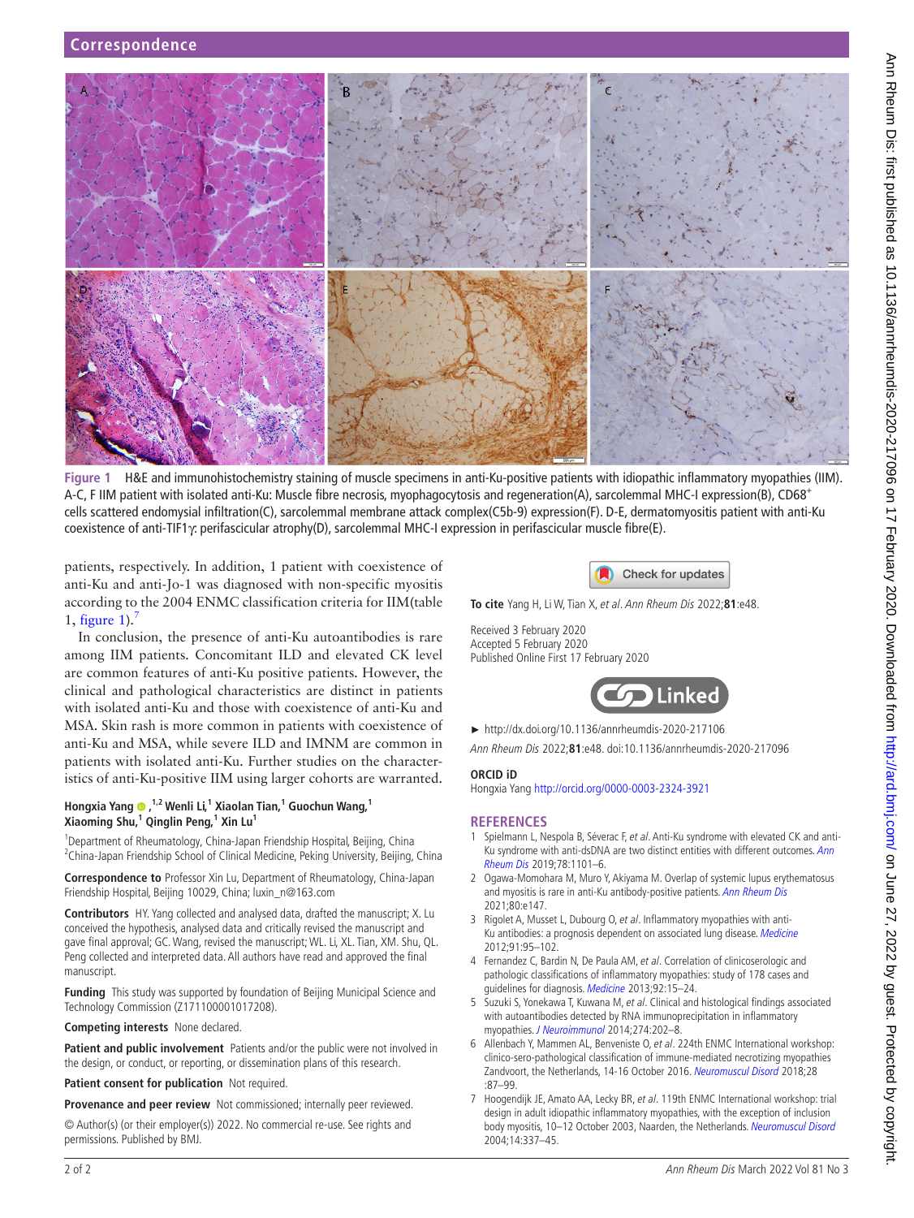Figure 1 H&E and immunohistochemistry staining of muscle specimens in anti-Ku-positive patients with idiopathic inflammatory myopathies (IIM). A-C, F IIM patient with isolated anti-Ku: Muscle fibre necrosis, myophagocytosis and regeneration(A), sarcolemmal MHC-I expression(B), CD68+ cells scattered endomysial infiltration(C), sarcolemmal membrane attack complex(C5b-9) expression(F). D-E, dermatomyositis patient with anti-Ku coexistence of anti-TIF1γ: perifascicular atrophy(D), sarcolemmal MHC-I expression in perifascicular muscle fibre(E).

patients, respectively. In addition, 1 patient with coexistence of anti-Ku and anti-Jo-1 was diagnosed with non-specific myositis according to the 2004 ENMC classification criteria for IIM(table 1, figure 1).[7]

In conclusion, the presence of anti-Ku autoantibodies is rare among IIM patients. Concomitant ILD and elevated CK level are common features of anti-Ku positive patients. However, the clinical and pathological characteristics are distinct in patients with isolated anti-Ku and those with coexistence of anti-Ku and MSA. Skin rash is more common in patients with coexistence of anti-Ku and MSA, while severe ILD and IMNM are common in patients with isolated anti-Ku. Further studies on the characteristics of anti-Ku-positive IIM using larger cohorts are warranted.

**Hongxia Yang**[1,2] **Wenli Li,**[1] **Xiaolan Tian,**[1] **Guochun Wang,**[1] **Xiaoming Shu,**[1] **Qinglin Peng,**[1] **Xin Lu**[1]

[1]Department of Rheumatology, China-Japan Friendship Hospital, Beijing, China
[2]China-Japan Friendship School of Clinical Medicine, Peking University, Beijing, China

**Correspondence to** Professor Xin Lu, Department of Rheumatology, China-Japan Friendship Hospital, Beijing 10029, China; luxin_n@163.com

**Contributors** HY. Yang collected and analysed data, drafted the manuscript; X. Lu conceived the hypothesis, analysed data and critically revised the manuscript and gave final approval; GC. Wang, revised the manuscript; WL. Li, XL. Tian, XM. Shu, QL. Peng collected and interpreted data. All authors have read and approved the final manuscript.

**Funding** This study was supported by foundation of Beijing Municipal Science and Technology Commission (Z171100001017208).

**Competing interests** None declared.

**Patient and public involvement** Patients and/or the public were not involved in the design, or conduct, or reporting, or dissemination plans of this research.

**Patient consent for publication** Not required.

**Provenance and peer review** Not commissioned; internally peer reviewed.

© Author(s) (or their employer(s)) 2022. No commercial re-use. See rights and permissions. Published by BMJ.

**To cite** Yang H, Li W, Tian X, *et al*. *Ann Rheum Dis* 2022;**81**:e48.

Received 3 February 2020
Accepted 5 February 2020
Published Online First 17 February 2020

► http://dx.doi.org/10.1136/annrheumdis-2020-217106

*Ann Rheum Dis* 2022;**81**:e48. doi:10.1136/annrheumdis-2020-217096

**ORCID iD**

Hongxia Yang http://orcid.org/0000-0003-2324-3921

## REFERENCES

1. Spielmann L, Nespola B, Séverac F, *et al*. Anti-Ku syndrome with elevated CK and anti-Ku syndrome with anti-dsDNA are two distinct entities with different outcomes. *Ann Rheum Dis* 2019;78:1101–6.
2. Ogawa-Momohara M, Muro Y, Akiyama M. Overlap of systemic lupus erythematosus and myositis is rare in anti-Ku antibody-positive patients. *Ann Rheum Dis* 2021;80:e147.
3. Rigolet A, Musset L, Dubourg O, *et al*. Inflammatory myopathies with anti-Ku antibodies: a prognosis dependent on associated lung disease. *Medicine* 2012;91:95–102.
4. Fernandez C, Bardin N, De Paula AM, *et al*. Correlation of clinicoserologic and pathologic classifications of inflammatory myopathies: study of 178 cases and guidelines for diagnosis. *Medicine* 2013;92:15–24.
5. Suzuki S, Yonekawa T, Kuwana M, *et al*. Clinical and histological findings associated with autoantibodies detected by RNA immunoprecipitation in inflammatory myopathies. *J Neuroimmunol* 2014;274:202–8.
6. Allenbach Y, Mammen AL, Benveniste O, *et al*. 224th ENMC International workshop: clinico-sero-pathological classification of immune-mediated necrotizing myopathies Zandvoort, the Netherlands, 14-16 October 2016. *Neuromuscul Disord* 2018;28:87–99.
7. Hoogendijk JE, Amato AA, Lecky BR, *et al*. 119th ENMC International workshop: trial design in adult idiopathic inflammatory myopathies, with the exception of inclusion body myositis, 10–12 October 2003, Naarden, the Netherlands. *Neuromuscul Disord* 2004;14:337–45.